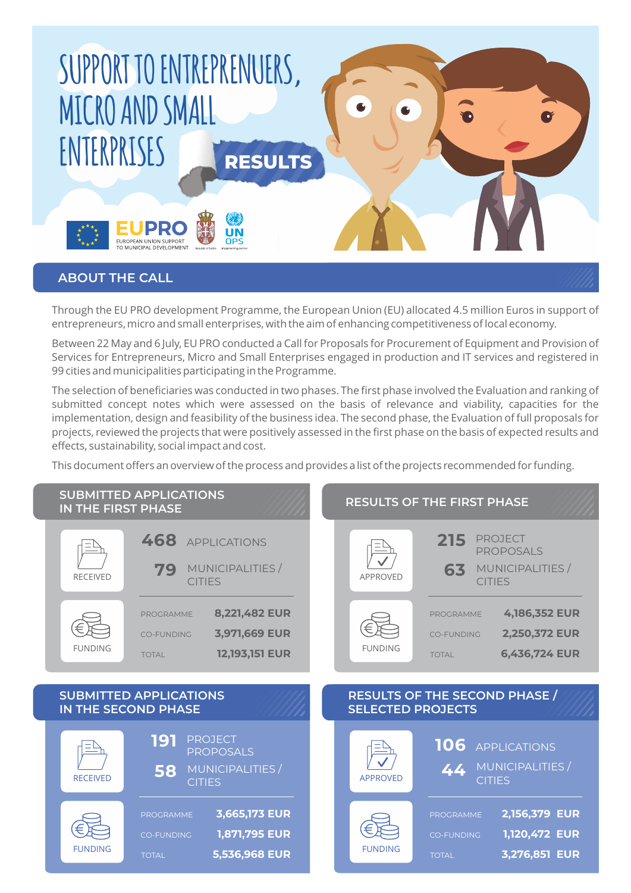# SUPPORT TO ENTREPRENEURS, MICRO AND SMALL ENTERPRISES

**RESULTS**

EUPRO
EUROPEAN UNION SUPPORT TO MUNICIPAL DEVELOPMENT

UN OPS

## ABOUT THE CALL

Through the EU PRO development Programme, the European Union (EU) allocated 4.5 million Euros in support of entrepreneurs, micro and small enterprises, with the aim of enhancing competitiveness of local economy.

Between 22 May and 6 July, EU PRO conducted a Call for Proposals for Procurement of Equipment and Provision of Services for Entrepreneurs, Micro and Small Enterprises engaged in production and IT services and registered in 99 cities and municipalities participating in the Programme.

The selection of beneficiaries was conducted in two phases. The first phase involved the Evaluation and ranking of submitted concept notes which were assessed on the basis of relevance and viability, capacities for the implementation, design and feasibility of the business idea. The second phase, the Evaluation of full proposals for projects, reviewed the projects that were positively assessed in the first phase on the basis of expected results and effects, sustainability, social impact and cost.

This document offers an overview of the process and provides a list of the projects recommended for funding.

## SUBMITTED APPLICATIONS IN THE FIRST PHASE

**RECEIVED**

- **468** APPLICATIONS
- **79** MUNICIPALITIES / CITIES

**FUNDING**

| | |
|---|---|
| PROGRAMME | 8,221,482 EUR |
| CO-FUNDING | 3,971,669 EUR |
| TOTAL | 12,193,151 EUR |

## RESULTS OF THE FIRST PHASE

**APPROVED**

- **215** PROJECT PROPOSALS
- **63** MUNICIPALITIES / CITIES

**FUNDING**

| | |
|---|---|
| PROGRAMME | 4,186,352 EUR |
| CO-FUNDING | 2,250,372 EUR |
| TOTAL | 6,436,724 EUR |

## SUBMITTED APPLICATIONS IN THE SECOND PHASE

**RECEIVED**

- **191** PROJECT PROPOSALS
- **58** MUNICIPALITIES / CITIES

**FUNDING**

| | |
|---|---|
| PROGRAMME | 3,665,173 EUR |
| CO-FUNDING | 1,871,795 EUR |
| TOTAL | 5,536,968 EUR |

## RESULTS OF THE SECOND PHASE / SELECTED PROJECTS

**APPROVED**

- **106** APPLICATIONS
- **44** MUNICIPALITIES / CITIES

**FUNDING**

| | |
|---|---|
| PROGRAMME | 2,156,379 EUR |
| CO-FUNDING | 1,120,472 EUR |
| TOTAL | 3,276,851 EUR |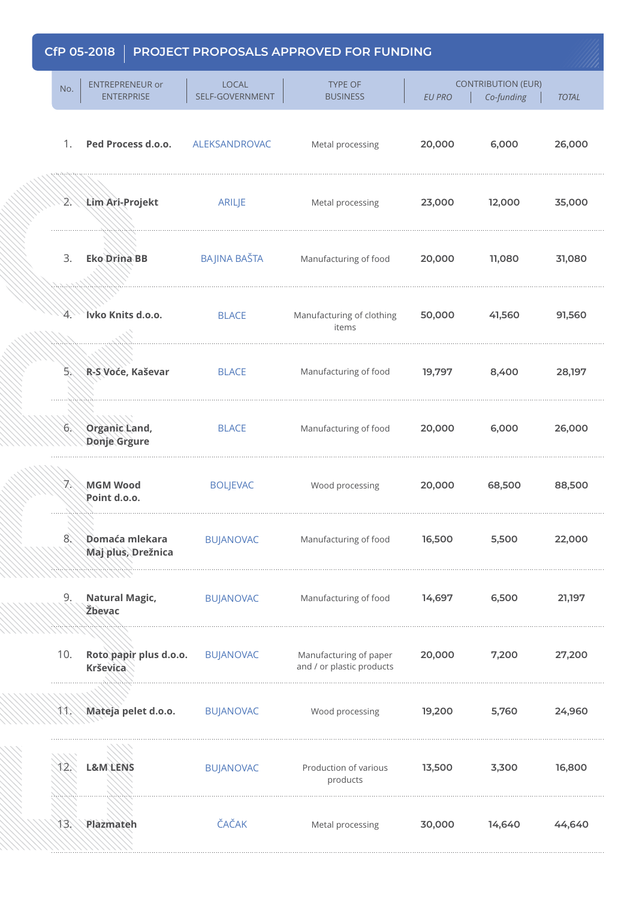## CfP 05-2018 | PROJECT PROPOSALS APPROVED FOR FUNDING

| No. | ENTREPRENEUR or ENTERPRISE | LOCAL SELF-GOVERNMENT | TYPE OF BUSINESS | CONTRIBUTION (EUR) | | |
|---|---|---|---|---|---|---|
| | | | | *EU PRO* | *Co-funding* | *TOTAL* |
| 1. | **Ped Process d.o.o.** | ALEKSANDROVAC | Metal processing | **20,000** | **6,000** | **26,000** |
| 2. | **Lim Ari-Projekt** | ARILJE | Metal processing | **23,000** | **12,000** | **35,000** |
| 3. | **Eko Drina BB** | BAJINA BAŠTA | Manufacturing of food | **20,000** | **11,080** | **31,080** |
| 4. | **Ivko Knits d.o.o.** | BLACE | Manufacturing of clothing items | **50,000** | **41,560** | **91,560** |
| 5. | **R-S Voće, Kaševar** | BLACE | Manufacturing of food | **19,797** | **8,400** | **28,197** |
| 6. | **Organic Land, Donje Grgure** | BLACE | Manufacturing of food | **20,000** | **6,000** | **26,000** |
| 7. | **MGM Wood Point d.o.o.** | BOLJEVAC | Wood processing | **20,000** | **68,500** | **88,500** |
| 8. | **Domaća mlekara Maj plus, Drežnica** | BUJANOVAC | Manufacturing of food | **16,500** | **5,500** | **22,000** |
| 9. | **Natural Magic, Žbevac** | BUJANOVAC | Manufacturing of food | **14,697** | **6,500** | **21,197** |
| 10. | **Roto papir plus d.o.o. Krševica** | BUJANOVAC | Manufacturing of paper and / or plastic products | **20,000** | **7,200** | **27,200** |
| 11. | **Mateja pelet d.o.o.** | BUJANOVAC | Wood processing | **19,200** | **5,760** | **24,960** |
| 12. | **L&M LENS** | BUJANOVAC | Production of various products | **13,500** | **3,300** | **16,800** |
| 13. | **Plazmateh** | ČAČAK | Metal processing | **30,000** | **14,640** | **44,640** |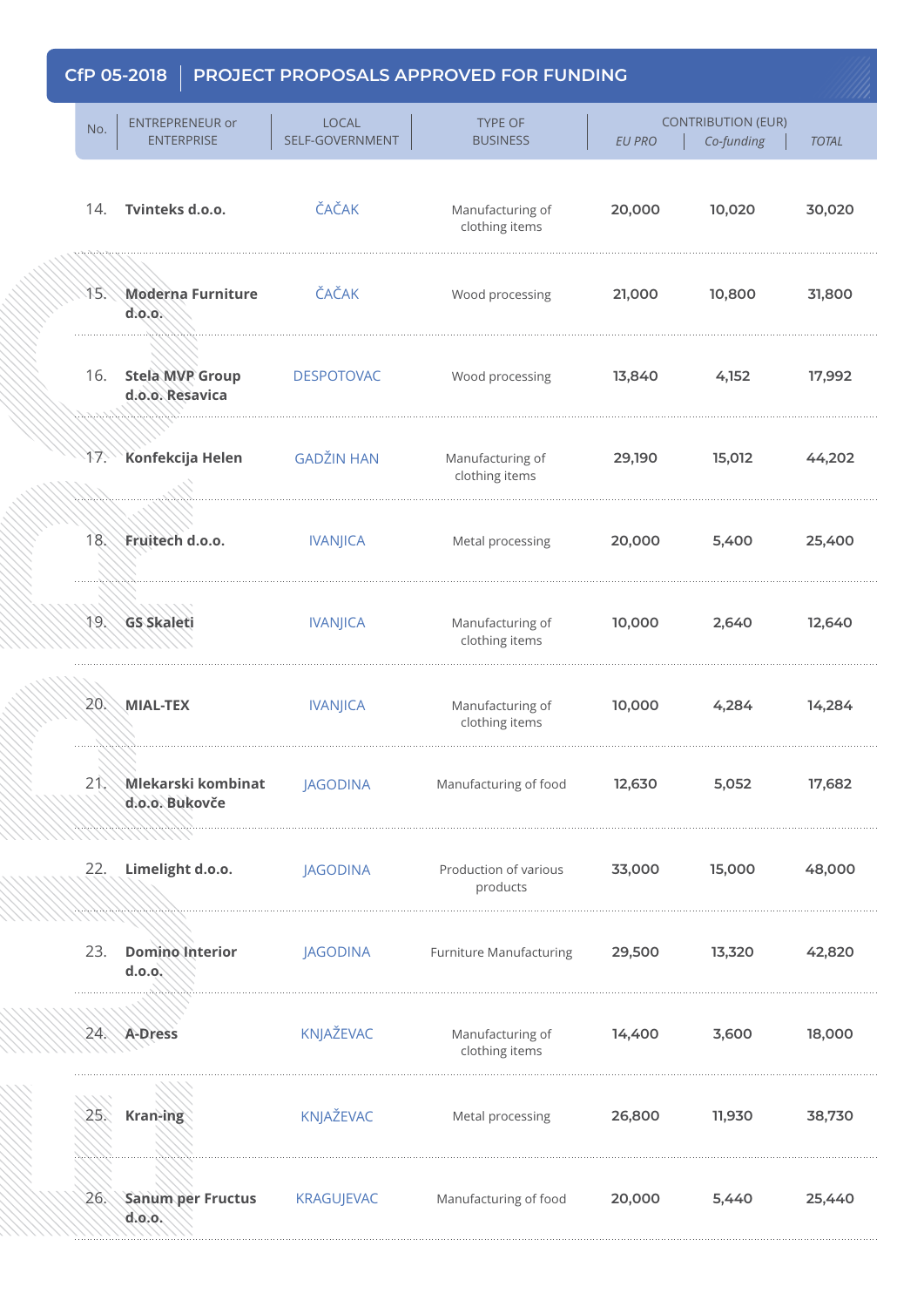## CfP 05-2018 | PROJECT PROPOSALS APPROVED FOR FUNDING

| No. | ENTREPRENEUR or ENTERPRISE | LOCAL SELF-GOVERNMENT | TYPE OF BUSINESS | CONTRIBUTION (EUR) | | |
|---|---|---|---|---|---|---|
| | | | | *EU PRO* | *Co-funding* | *TOTAL* |
| 14. | **Tvinteks d.o.o.** | ČAČAK | Manufacturing of clothing items | **20,000** | **10,020** | **30,020** |
| 15. | **Moderna Furniture d.o.o.** | ČAČAK | Wood processing | **21,000** | **10,800** | **31,800** |
| 16. | **Stela MVP Group d.o.o. Resavica** | DESPOTOVAC | Wood processing | **13,840** | **4,152** | **17,992** |
| 17. | **Konfekcija Helen** | GADŽIN HAN | Manufacturing of clothing items | **29,190** | **15,012** | **44,202** |
| 18. | **Fruitech d.o.o.** | IVANJICA | Metal processing | **20,000** | **5,400** | **25,400** |
| 19. | **GS Skaleti** | IVANJICA | Manufacturing of clothing items | **10,000** | **2,640** | **12,640** |
| 20. | **MIAL-TEX** | IVANJICA | Manufacturing of clothing items | **10,000** | **4,284** | **14,284** |
| 21. | **Mlekarski kombinat d.o.o. Bukovče** | JAGODINA | Manufacturing of food | **12,630** | **5,052** | **17,682** |
| 22. | **Limelight d.o.o.** | JAGODINA | Production of various products | **33,000** | **15,000** | **48,000** |
| 23. | **Domino Interior d.o.o.** | JAGODINA | Furniture Manufacturing | **29,500** | **13,320** | **42,820** |
| 24. | **A-Dress** | KNJAŽEVAC | Manufacturing of clothing items | **14,400** | **3,600** | **18,000** |
| 25. | **Kran-ing** | KNJAŽEVAC | Metal processing | **26,800** | **11,930** | **38,730** |
| 26. | **Sanum per Fructus d.o.o.** | KRAGUJEVAC | Manufacturing of food | **20,000** | **5,440** | **25,440** |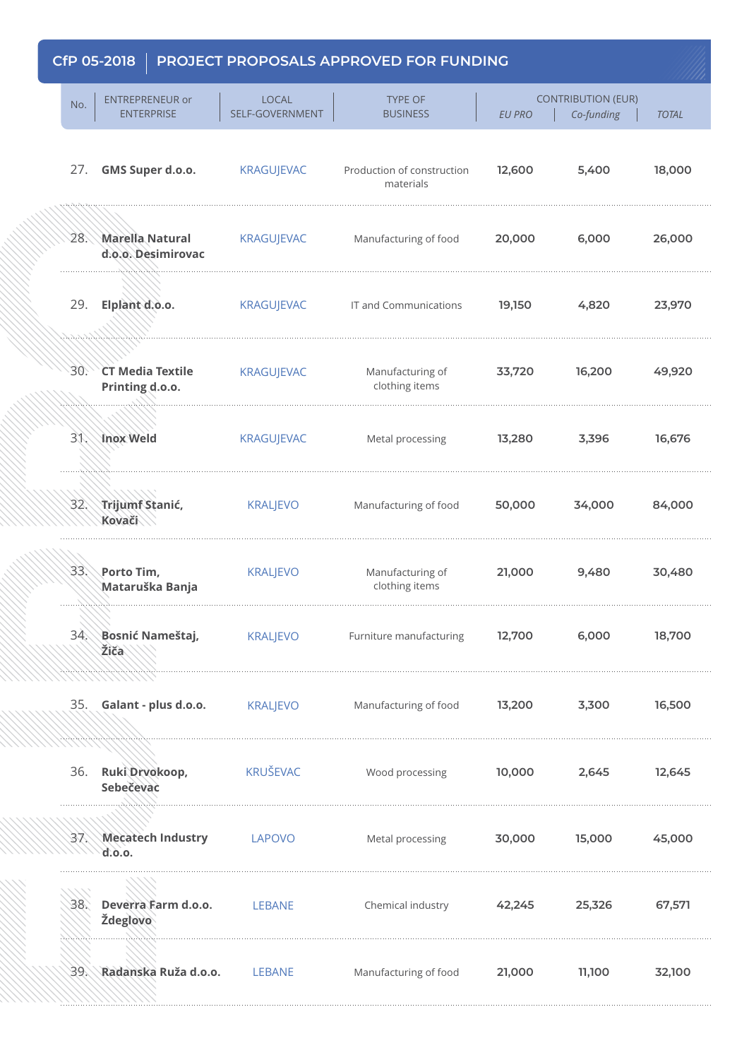## CfP 05-2018 | PROJECT PROPOSALS APPROVED FOR FUNDING

| No. | ENTREPRENEUR or ENTERPRISE | LOCAL SELF-GOVERNMENT | TYPE OF BUSINESS | CONTRIBUTION (EUR) | | |
|---|---|---|---|---|---|---|
| | | | | *EU PRO* | *Co-funding* | *TOTAL* |
| 27. | **GMS Super d.o.o.** | KRAGUJEVAC | Production of construction materials | 12,600 | 5,400 | 18,000 |
| 28. | **Marella Natural d.o.o. Desimirovac** | KRAGUJEVAC | Manufacturing of food | 20,000 | 6,000 | 26,000 |
| 29. | **Elplant d.o.o.** | KRAGUJEVAC | IT and Communications | 19,150 | 4,820 | 23,970 |
| 30. | **CT Media Textile Printing d.o.o.** | KRAGUJEVAC | Manufacturing of clothing items | 33,720 | 16,200 | 49,920 |
| 31. | **Inox Weld** | KRAGUJEVAC | Metal processing | 13,280 | 3,396 | 16,676 |
| 32. | **Trijumf Stanić, Kovači** | KRALJEVO | Manufacturing of food | 50,000 | 34,000 | 84,000 |
| 33. | **Porto Tim, Mataruška Banja** | KRALJEVO | Manufacturing of clothing items | 21,000 | 9,480 | 30,480 |
| 34. | **Bosnić Nameštaj, Žiča** | KRALJEVO | Furniture manufacturing | 12,700 | 6,000 | 18,700 |
| 35. | **Galant - plus d.o.o.** | KRALJEVO | Manufacturing of food | 13,200 | 3,300 | 16,500 |
| 36. | **Ruki Drvokoop, Sebečevac** | KRUŠEVAC | Wood processing | 10,000 | 2,645 | 12,645 |
| 37. | **Mecatech Industry d.o.o.** | LAPOVO | Metal processing | 30,000 | 15,000 | 45,000 |
| 38. | **Deverra Farm d.o.o. Ždeglovo** | LEBANE | Chemical industry | 42,245 | 25,326 | 67,571 |
| 39. | **Radanska Ruža d.o.o.** | LEBANE | Manufacturing of food | 21,000 | 11,100 | 32,100 |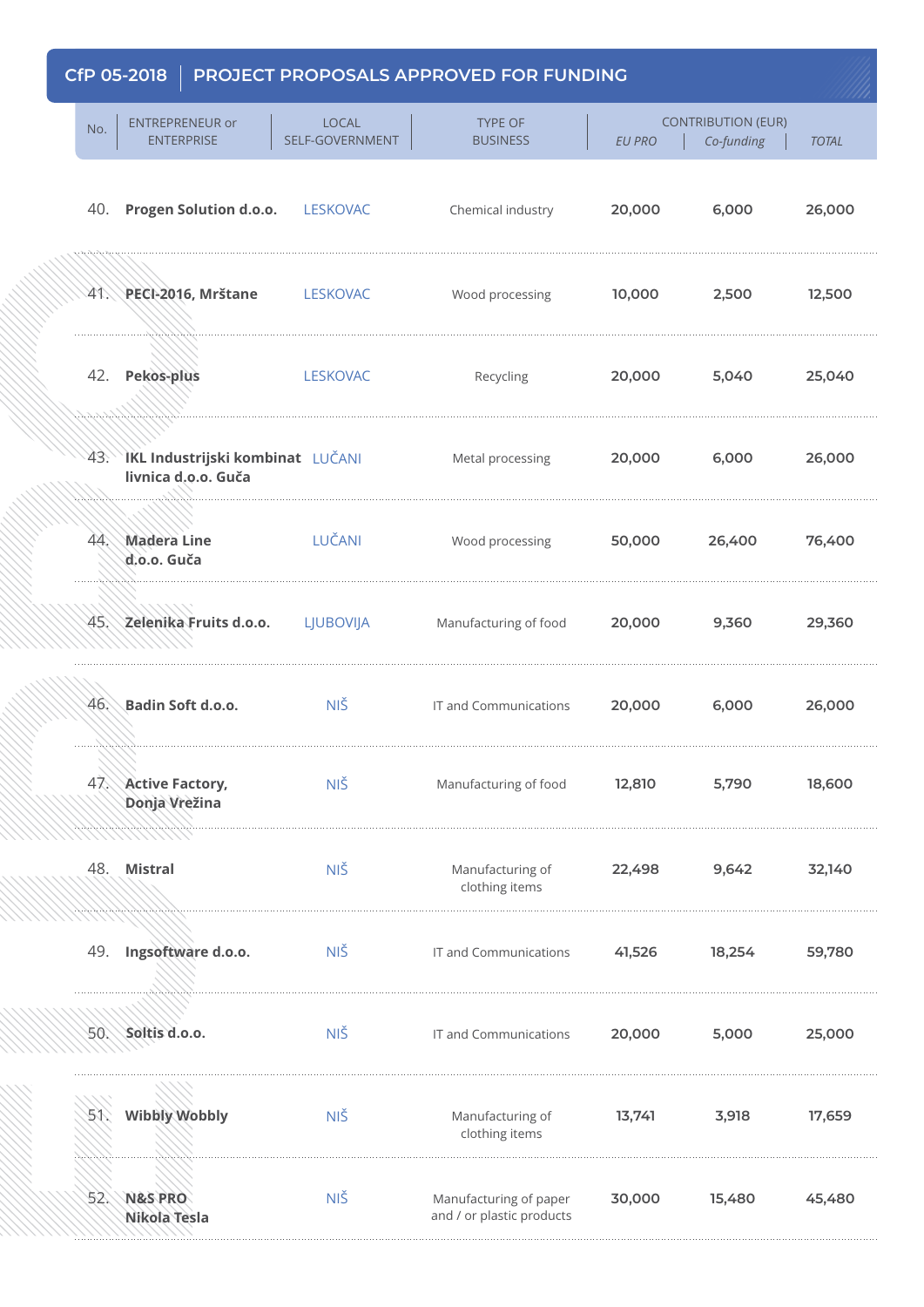## CfP 05-2018 | PROJECT PROPOSALS APPROVED FOR FUNDING

| No. | ENTREPRENEUR or ENTERPRISE | LOCAL SELF-GOVERNMENT | TYPE OF BUSINESS | CONTRIBUTION (EUR) | | |
|---|---|---|---|---|---|---|
| | | | | *EU PRO* | *Co-funding* | *TOTAL* |
| 40. | **Progen Solution d.o.o.** | LESKOVAC | Chemical industry | **20,000** | **6,000** | **26,000** |
| 41. | **PECI-2016, Mrštane** | LESKOVAC | Wood processing | **10,000** | **2,500** | **12,500** |
| 42. | **Pekos-plus** | LESKOVAC | Recycling | **20,000** | **5,040** | **25,040** |
| 43. | **IKL Industrijski kombinat livnica d.o.o. Guča** | LUČANI | Metal processing | **20,000** | **6,000** | **26,000** |
| 44. | **Madera Line d.o.o. Guča** | LUČANI | Wood processing | **50,000** | **26,400** | **76,400** |
| 45. | **Zelenika Fruits d.o.o.** | LJUBOVIJA | Manufacturing of food | **20,000** | **9,360** | **29,360** |
| 46. | **Badin Soft d.o.o.** | NIŠ | IT and Communications | **20,000** | **6,000** | **26,000** |
| 47. | **Active Factory, Donja Vrežina** | NIŠ | Manufacturing of food | **12,810** | **5,790** | **18,600** |
| 48. | **Mistral** | NIŠ | Manufacturing of clothing items | **22,498** | **9,642** | **32,140** |
| 49. | **Ingsoftware d.o.o.** | NIŠ | IT and Communications | **41,526** | **18,254** | **59,780** |
| 50. | **Soltis d.o.o.** | NIŠ | IT and Communications | **20,000** | **5,000** | **25,000** |
| 51. | **Wibbly Wobbly** | NIŠ | Manufacturing of clothing items | **13,741** | **3,918** | **17,659** |
| 52. | **N&S PRO Nikola Tesla** | NIŠ | Manufacturing of paper and / or plastic products | **30,000** | **15,480** | **45,480** |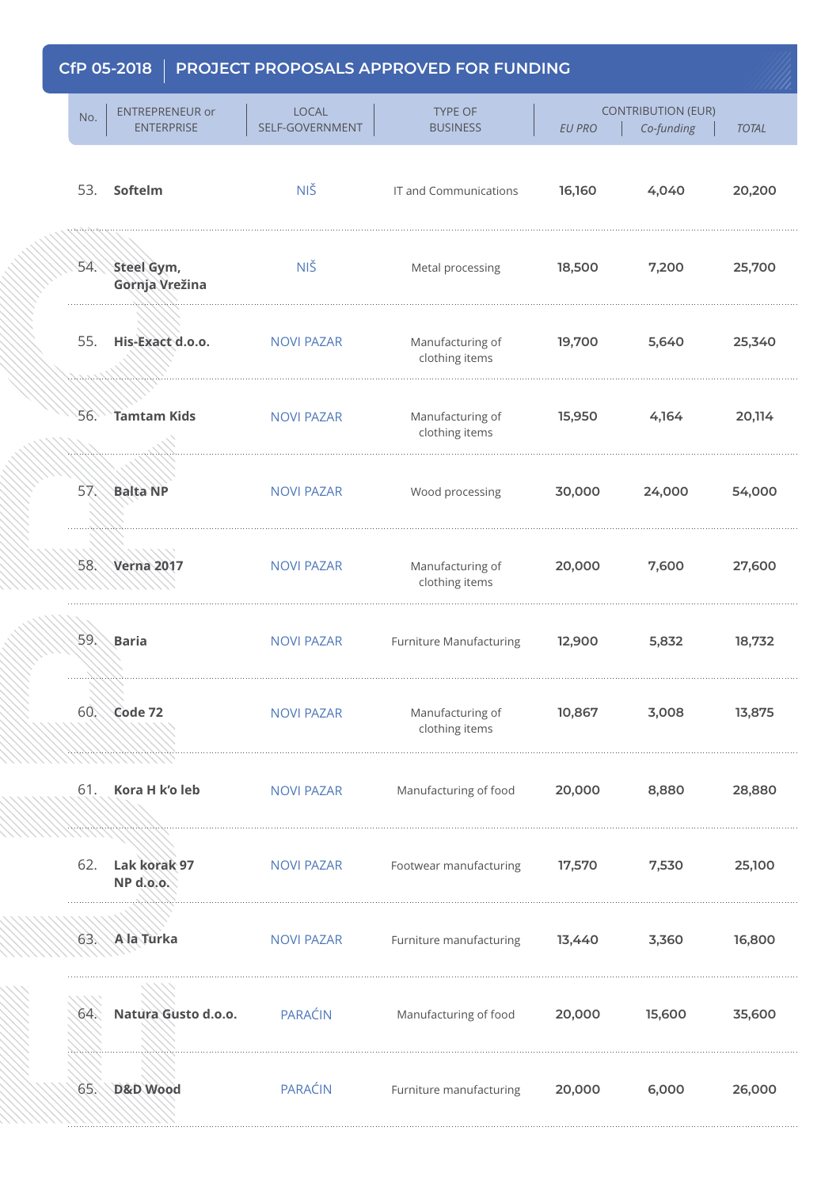## CfP 05-2018 | PROJECT PROPOSALS APPROVED FOR FUNDING

| No. | ENTREPRENEUR or ENTERPRISE | LOCAL SELF-GOVERNMENT | TYPE OF BUSINESS | CONTRIBUTION (EUR) | | |
|---|---|---|---|---|---|---|
| | | | | *EU PRO* | *Co-funding* | *TOTAL* |
| 53. | **Softelm** | NIŠ | IT and Communications | **16,160** | **4,040** | **20,200** |
| 54. | **Steel Gym, Gornja Vrežina** | NIŠ | Metal processing | **18,500** | **7,200** | **25,700** |
| 55. | **His-Exact d.o.o.** | NOVI PAZAR | Manufacturing of clothing items | **19,700** | **5,640** | **25,340** |
| 56. | **Tamtam Kids** | NOVI PAZAR | Manufacturing of clothing items | **15,950** | **4,164** | **20,114** |
| 57. | **Balta NP** | NOVI PAZAR | Wood processing | **30,000** | **24,000** | **54,000** |
| 58. | **Verna 2017** | NOVI PAZAR | Manufacturing of clothing items | **20,000** | **7,600** | **27,600** |
| 59. | **Baria** | NOVI PAZAR | Furniture Manufacturing | **12,900** | **5,832** | **18,732** |
| 60. | **Code 72** | NOVI PAZAR | Manufacturing of clothing items | **10,867** | **3,008** | **13,875** |
| 61. | **Kora H k'o leb** | NOVI PAZAR | Manufacturing of food | **20,000** | **8,880** | **28,880** |
| 62. | **Lak korak 97 NP d.o.o.** | NOVI PAZAR | Footwear manufacturing | **17,570** | **7,530** | **25,100** |
| 63. | **A la Turka** | NOVI PAZAR | Furniture manufacturing | **13,440** | **3,360** | **16,800** |
| 64. | **Natura Gusto d.o.o.** | PARAĆIN | Manufacturing of food | **20,000** | **15,600** | **35,600** |
| 65. | **D&D Wood** | PARAĆIN | Furniture manufacturing | **20,000** | **6,000** | **26,000** |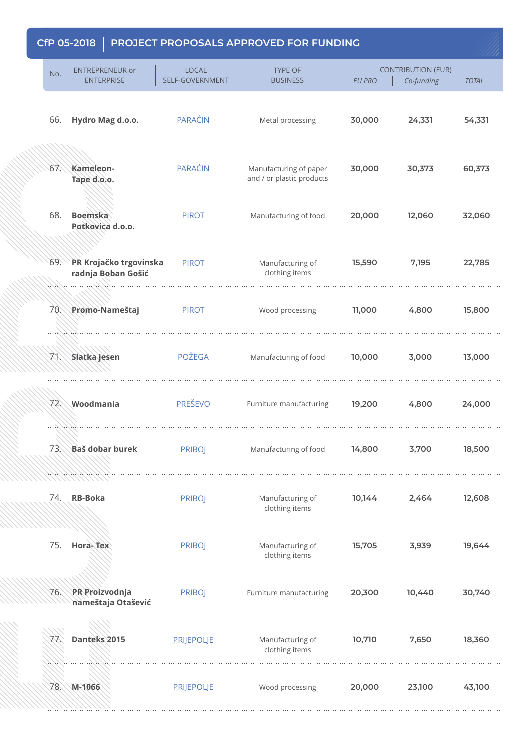## CfP 05-2018 | PROJECT PROPOSALS APPROVED FOR FUNDING

| No. | ENTREPRENEUR or ENTERPRISE | LOCAL SELF-GOVERNMENT | TYPE OF BUSINESS | CONTRIBUTION (EUR) | | |
|---|---|---|---|---|---|---|
| | | | | *EU PRO* | *Co-funding* | *TOTAL* |
| 66. | **Hydro Mag d.o.o.** | PARAĆIN | Metal processing | **30,000** | **24,331** | **54,331** |
| 67. | **Kameleon-Tape d.o.o.** | PARAĆIN | Manufacturing of paper and / or plastic products | **30,000** | **30,373** | **60,373** |
| 68. | **Boemska Potkovica d.o.o.** | PIROT | Manufacturing of food | **20,000** | **12,060** | **32,060** |
| 69. | **PR Krojačko trgovinska radnja Boban Gošić** | PIROT | Manufacturing of clothing items | **15,590** | **7,195** | **22,785** |
| 70. | **Promo-Nameštaj** | PIROT | Wood processing | **11,000** | **4,800** | **15,800** |
| 71. | **Slatka jesen** | POŽEGA | Manufacturing of food | **10,000** | **3,000** | **13,000** |
| 72. | **Woodmania** | PREŠEVO | Furniture manufacturing | **19,200** | **4,800** | **24,000** |
| 73. | **Baš dobar burek** | PRIBOJ | Manufacturing of food | **14,800** | **3,700** | **18,500** |
| 74. | **RB-Boka** | PRIBOJ | Manufacturing of clothing items | **10,144** | **2,464** | **12,608** |
| 75. | **Hora- Tex** | PRIBOJ | Manufacturing of clothing items | **15,705** | **3,939** | **19,644** |
| 76. | **PR Proizvodnja nameštaja Otašević** | PRIBOJ | Furniture manufacturing | **20,300** | **10,440** | **30,740** |
| 77. | **Danteks 2015** | PRIJEPOLJE | Manufacturing of clothing items | **10,710** | **7,650** | **18,360** |
| 78. | **M-1066** | PRIJEPOLJE | Wood processing | **20,000** | **23,100** | **43,100** |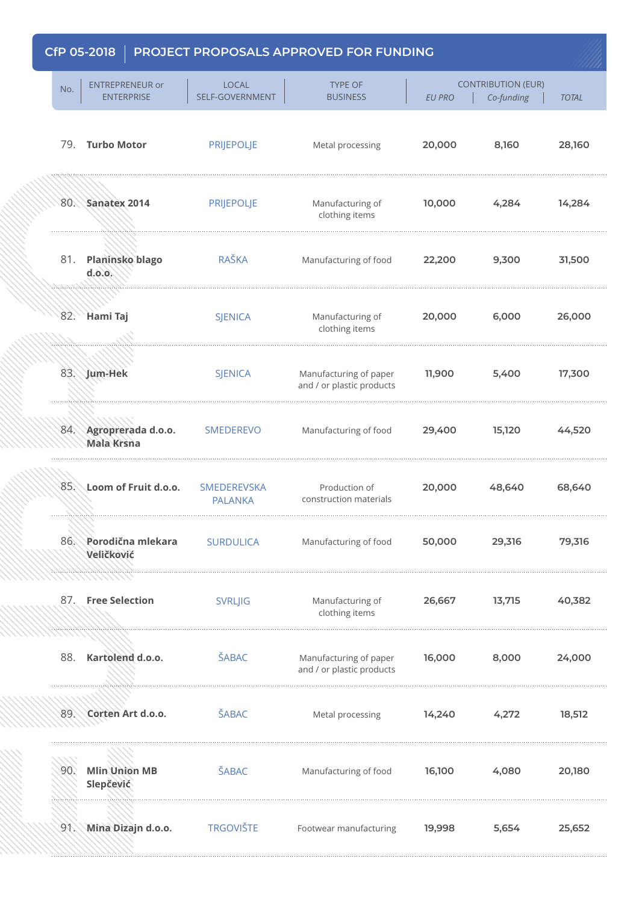## CfP 05-2018 | PROJECT PROPOSALS APPROVED FOR FUNDING

| No. | ENTREPRENEUR or ENTERPRISE | LOCAL SELF-GOVERNMENT | TYPE OF BUSINESS | CONTRIBUTION (EUR) | | |
|---|---|---|---|---|---|---|
| | | | | *EU PRO* | *Co-funding* | *TOTAL* |
| 79. | **Turbo Motor** | PRIJEPOLJE | Metal processing | **20,000** | **8,160** | **28,160** |
| 80. | **Sanatex 2014** | PRIJEPOLJE | Manufacturing of clothing items | **10,000** | **4,284** | **14,284** |
| 81. | **Planinsko blago d.o.o.** | RAŠKA | Manufacturing of food | **22,200** | **9,300** | **31,500** |
| 82. | **Hami Taj** | SJENICA | Manufacturing of clothing items | **20,000** | **6,000** | **26,000** |
| 83. | **Jum-Hek** | SJENICA | Manufacturing of paper and / or plastic products | **11,900** | **5,400** | **17,300** |
| 84. | **Agroprerada d.o.o. Mala Krsna** | SMEDEREVO | Manufacturing of food | **29,400** | **15,120** | **44,520** |
| 85. | **Loom of Fruit d.o.o.** | SMEDEREVSKA PALANKA | Production of construction materials | **20,000** | **48,640** | **68,640** |
| 86. | **Porodična mlekara Veličković** | SURDULICA | Manufacturing of food | **50,000** | **29,316** | **79,316** |
| 87. | **Free Selection** | SVRLJIG | Manufacturing of clothing items | **26,667** | **13,715** | **40,382** |
| 88. | **Kartolend d.o.o.** | ŠABAC | Manufacturing of paper and / or plastic products | **16,000** | **8,000** | **24,000** |
| 89. | **Corten Art d.o.o.** | ŠABAC | Metal processing | **14,240** | **4,272** | **18,512** |
| 90. | **Mlin Union MB Slepčević** | ŠABAC | Manufacturing of food | **16,100** | **4,080** | **20,180** |
| 91. | **Mina Dizajn d.o.o.** | TRGOVIŠTE | Footwear manufacturing | **19,998** | **5,654** | **25,652** |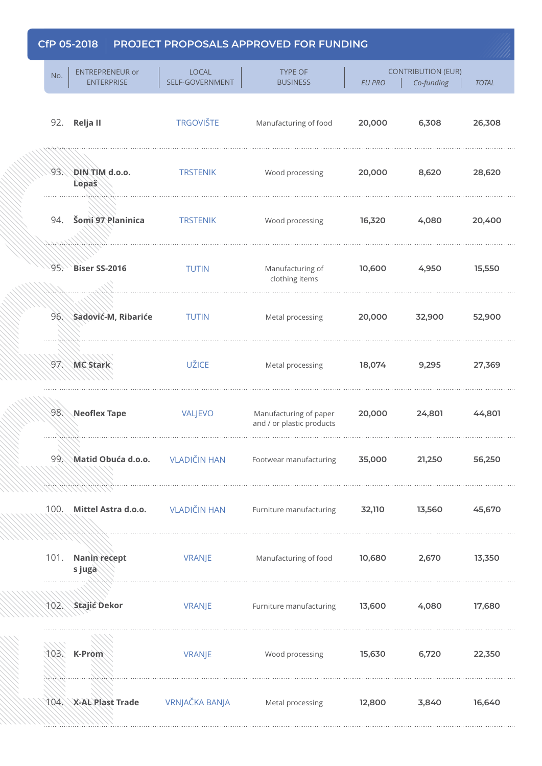## CfP 05-2018 | PROJECT PROPOSALS APPROVED FOR FUNDING

| No. | ENTREPRENEUR or ENTERPRISE | LOCAL SELF-GOVERNMENT | TYPE OF BUSINESS | CONTRIBUTION (EUR) | | |
|---|---|---|---|---|---|---|
| | | | | *EU PRO* | *Co-funding* | *TOTAL* |
| 92. | **Relja II** | TRGOVIŠTE | Manufacturing of food | **20,000** | **6,308** | **26,308** |
| 93. | **DIN TIM d.o.o. Lopaš** | TRSTENIK | Wood processing | **20,000** | **8,620** | **28,620** |
| 94. | **Šomi 97 Planinica** | TRSTENIK | Wood processing | **16,320** | **4,080** | **20,400** |
| 95. | **Biser SS-2016** | TUTIN | Manufacturing of clothing items | **10,600** | **4,950** | **15,550** |
| 96. | **Sadović-M, Ribariće** | TUTIN | Metal processing | **20,000** | **32,900** | **52,900** |
| 97. | **MC Stark** | UŽICE | Metal processing | **18,074** | **9,295** | **27,369** |
| 98. | **Neoflex Tape** | VALJEVO | Manufacturing of paper and / or plastic products | **20,000** | **24,801** | **44,801** |
| 99. | **Matid Obuća d.o.o.** | VLADIČIN HAN | Footwear manufacturing | **35,000** | **21,250** | **56,250** |
| 100. | **Mittel Astra d.o.o.** | VLADIČIN HAN | Furniture manufacturing | **32,110** | **13,560** | **45,670** |
| 101. | **Nanin recept s juga** | VRANJE | Manufacturing of food | **10,680** | **2,670** | **13,350** |
| 102. | **Stajić Dekor** | VRANJE | Furniture manufacturing | **13,600** | **4,080** | **17,680** |
| 103. | **K-Prom** | VRANJE | Wood processing | **15,630** | **6,720** | **22,350** |
| 104. | **X-AL Plast Trade** | VRNJAČKA BANJA | Metal processing | **12,800** | **3,840** | **16,640** |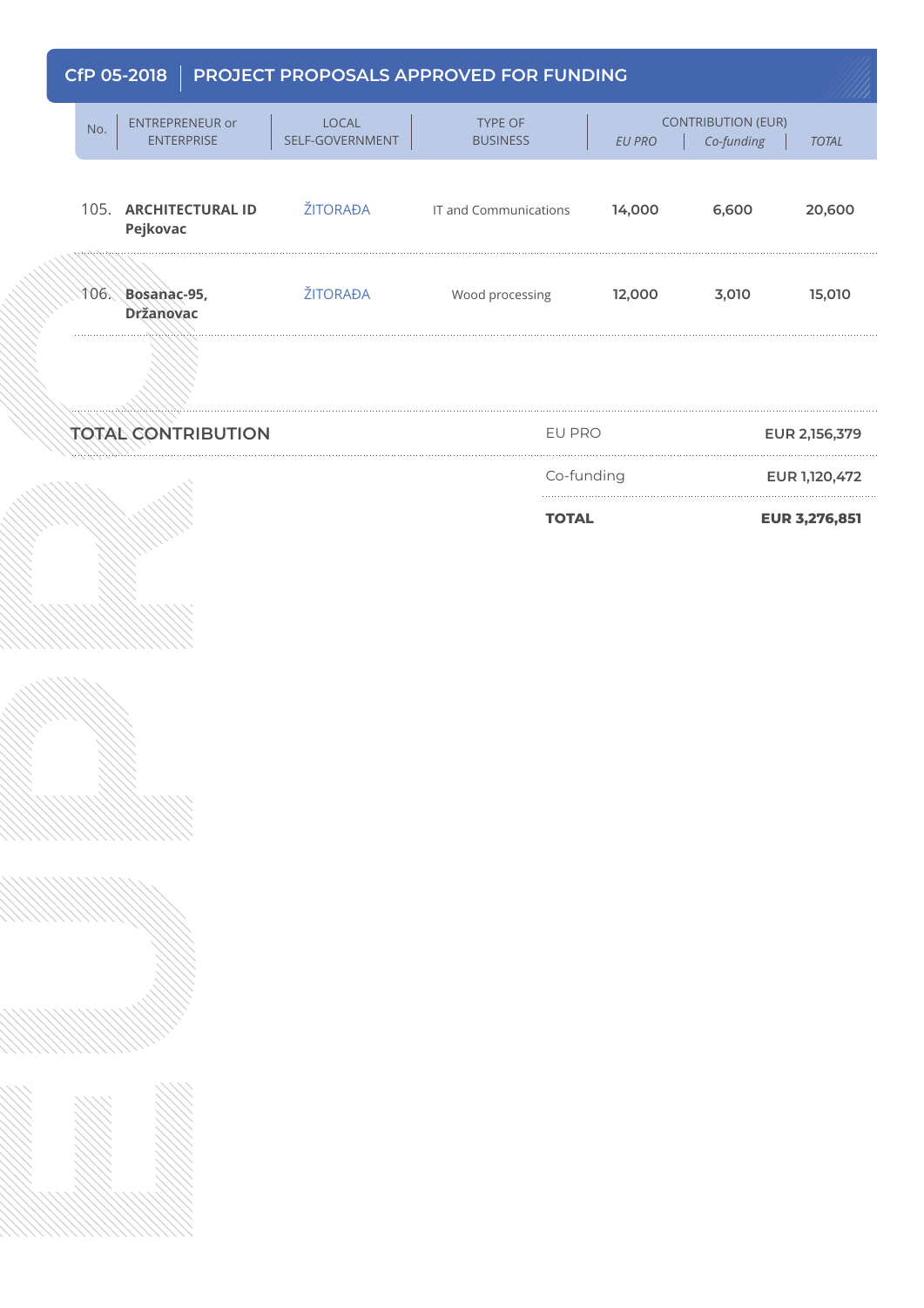## CfP 05-2018 | PROJECT PROPOSALS APPROVED FOR FUNDING

| No. | ENTREPRENEUR or ENTERPRISE | LOCAL SELF-GOVERNMENT | TYPE OF BUSINESS | CONTRIBUTION (EUR) | | |
|---|---|---|---|---|---|---|
| | | | | *EU PRO* | *Co-funding* | *TOTAL* |
| 105. | **ARCHITECTURAL ID Pejkovac** | ŽITORAĐA | IT and Communications | **14,000** | **6,600** | **20,600** |
| 106. | **Bosanac-95, Držanovac** | ŽITORAĐA | Wood processing | **12,000** | **3,010** | **15,010** |

## TOTAL CONTRIBUTION

| | |
|---|---|
| EU PRO | **EUR 2,156,379** |
| Co-funding | **EUR 1,120,472** |
| **TOTAL** | **EUR 3,276,851** |